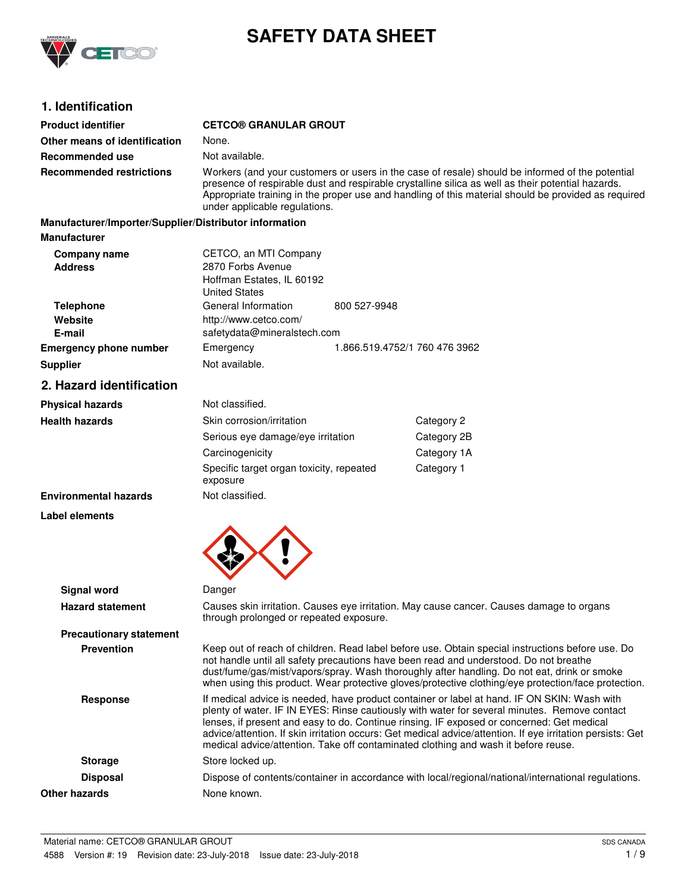# SAFETY DATA SHEET

## 1. Identification

| | |
|---|---|
| **Product identifier** | **CETCO® GRANULAR GROUT** |
| **Other means of identification** | None. |
| **Recommended use** | Not available. |
| **Recommended restrictions** | Workers (and your customers or users in the case of resale) should be informed of the potential presence of respirable dust and respirable crystalline silica as well as their potential hazards. Appropriate training in the proper use and handling of this material should be provided as required under applicable regulations. |

**Manufacturer/Importer/Supplier/Distributor information**

**Manufacturer**

| | | |
|---|---|---|
| **Company name** | CETCO, an MTI Company | |
| **Address** | 2870 Forbs Avenue<br>Hoffman Estates, IL 60192<br>United States | |
| **Telephone** | General Information | 800 527-9948 |
| **Website** | http://www.cetco.com/ | |
| **E-mail** | safetydata@mineralstech.com | |
| **Emergency phone number** | Emergency | 1.866.519.4752/1 760 476 3962 |
| **Supplier** | Not available. | |

## 2. Hazard identification

| | | |
|---|---|---|
| **Physical hazards** | Not classified. | |
| **Health hazards** | Skin corrosion/irritation | Category 2 |
| | Serious eye damage/eye irritation | Category 2B |
| | Carcinogenicity | Category 1A |
| | Specific target organ toxicity, repeated exposure | Category 1 |
| **Environmental hazards** | Not classified. | |

**Label elements**

**Signal word** Danger

**Hazard statement** Causes skin irritation. Causes eye irritation. May cause cancer. Causes damage to organs through prolonged or repeated exposure.

**Precautionary statement**

**Prevention** Keep out of reach of children. Read label before use. Obtain special instructions before use. Do not handle until all safety precautions have been read and understood. Do not breathe dust/fume/gas/mist/vapors/spray. Wash thoroughly after handling. Do not eat, drink or smoke when using this product. Wear protective gloves/protective clothing/eye protection/face protection.

**Response** If medical advice is needed, have product container or label at hand. IF ON SKIN: Wash with plenty of water. IF IN EYES: Rinse cautiously with water for several minutes. Remove contact lenses, if present and easy to do. Continue rinsing. IF exposed or concerned: Get medical advice/attention. If skin irritation occurs: Get medical advice/attention. If eye irritation persists: Get medical advice/attention. Take off contaminated clothing and wash it before reuse.

**Storage** Store locked up.

**Disposal** Dispose of contents/container in accordance with local/regional/national/international regulations.

**Other hazards** None known.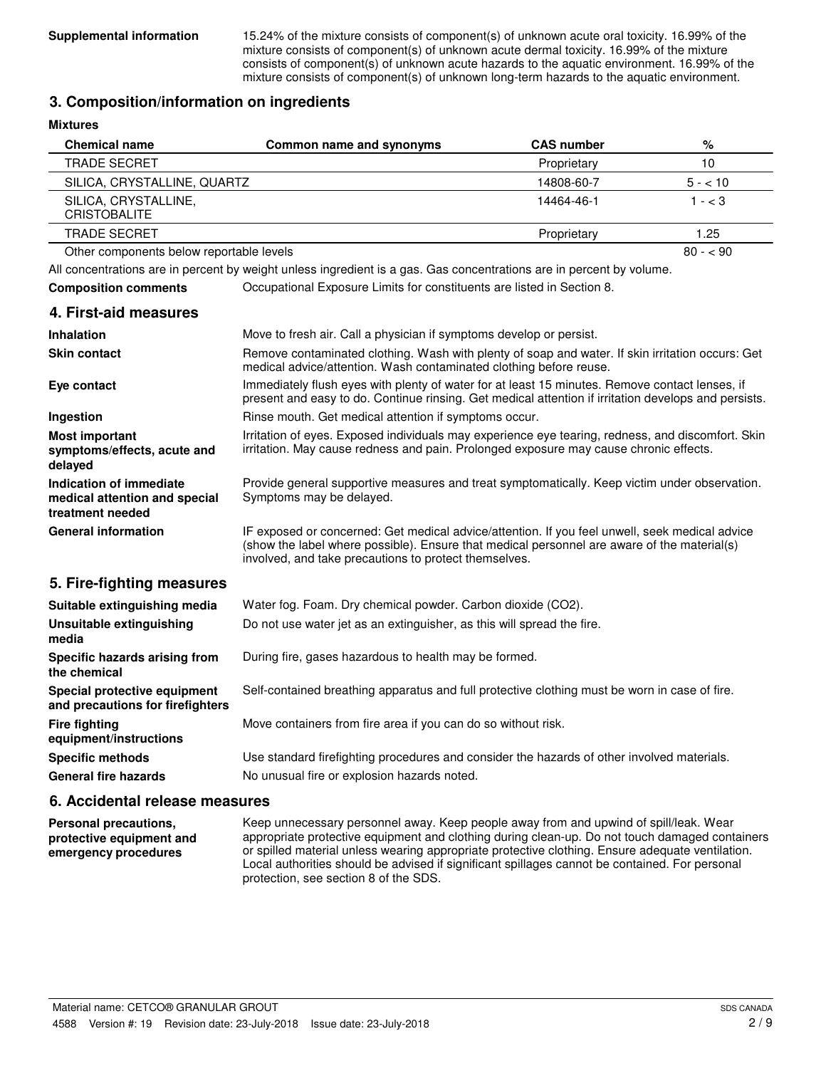**Supplemental information** 15.24% of the mixture consists of component(s) of unknown acute oral toxicity. 16.99% of the mixture consists of component(s) of unknown acute dermal toxicity. 16.99% of the mixture consists of component(s) of unknown acute hazards to the aquatic environment. 16.99% of the mixture consists of component(s) of unknown long-term hazards to the aquatic environment.

## 3. Composition/information on ingredients

**Mixtures**

| Chemical name | Common name and synonyms | CAS number | % |
|---|---|---|---|
| TRADE SECRET | | Proprietary | 10 |
| SILICA, CRYSTALLINE, QUARTZ | | 14808-60-7 | 5 - < 10 |
| SILICA, CRYSTALLINE, CRISTOBALITE | | 14464-46-1 | 1 - < 3 |
| TRADE SECRET | | Proprietary | 1.25 |
| Other components below reportable levels | | | 80 - < 90 |

All concentrations are in percent by weight unless ingredient is a gas. Gas concentrations are in percent by volume.

**Composition comments** Occupational Exposure Limits for constituents are listed in Section 8.

## 4. First-aid measures

**Inhalation** Move to fresh air. Call a physician if symptoms develop or persist.

**Skin contact** Remove contaminated clothing. Wash with plenty of soap and water. If skin irritation occurs: Get medical advice/attention. Wash contaminated clothing before reuse.

**Eye contact** Immediately flush eyes with plenty of water for at least 15 minutes. Remove contact lenses, if present and easy to do. Continue rinsing. Get medical attention if irritation develops and persists.

**Ingestion** Rinse mouth. Get medical attention if symptoms occur.

**Most important symptoms/effects, acute and delayed** Irritation of eyes. Exposed individuals may experience eye tearing, redness, and discomfort. Skin irritation. May cause redness and pain. Prolonged exposure may cause chronic effects.

**Indication of immediate medical attention and special treatment needed** Provide general supportive measures and treat symptomatically. Keep victim under observation. Symptoms may be delayed.

**General information** IF exposed or concerned: Get medical advice/attention. If you feel unwell, seek medical advice (show the label where possible). Ensure that medical personnel are aware of the material(s) involved, and take precautions to protect themselves.

## 5. Fire-fighting measures

**Suitable extinguishing media** Water fog. Foam. Dry chemical powder. Carbon dioxide ($CO_2$).

**Unsuitable extinguishing media** Do not use water jet as an extinguisher, as this will spread the fire.

**Specific hazards arising from the chemical** During fire, gases hazardous to health may be formed.

**Special protective equipment and precautions for firefighters** Self-contained breathing apparatus and full protective clothing must be worn in case of fire.

**Fire fighting equipment/instructions** Move containers from fire area if you can do so without risk.

**Specific methods** Use standard firefighting procedures and consider the hazards of other involved materials.

**General fire hazards** No unusual fire or explosion hazards noted.

## 6. Accidental release measures

**Personal precautions, protective equipment and emergency procedures** Keep unnecessary personnel away. Keep people away from and upwind of spill/leak. Wear appropriate protective equipment and clothing during clean-up. Do not touch damaged containers or spilled material unless wearing appropriate protective clothing. Ensure adequate ventilation. Local authorities should be advised if significant spillages cannot be contained. For personal protection, see section 8 of the SDS.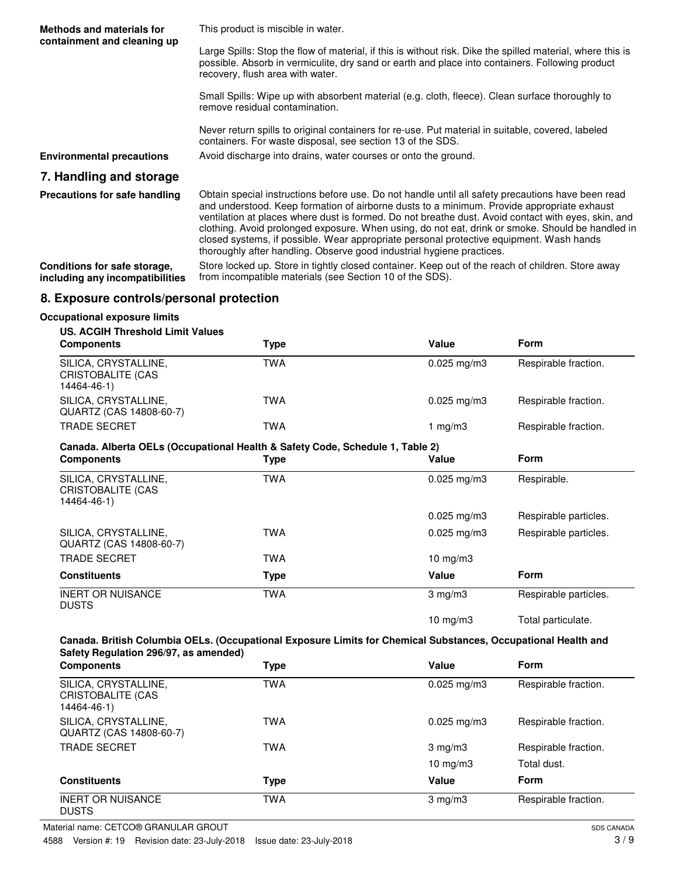**Methods and materials for containment and cleaning up**

This product is miscible in water.

Large Spills: Stop the flow of material, if this is without risk. Dike the spilled material, where this is possible. Absorb in vermiculite, dry sand or earth and place into containers. Following product recovery, flush area with water.

Small Spills: Wipe up with absorbent material (e.g. cloth, fleece). Clean surface thoroughly to remove residual contamination.

Never return spills to original containers for re-use. Put material in suitable, covered, labeled containers. For waste disposal, see section 13 of the SDS.

**Environmental precautions**

Avoid discharge into drains, water courses or onto the ground.

## 7. Handling and storage

**Precautions for safe handling**

Obtain special instructions before use. Do not handle until all safety precautions have been read and understood. Keep formation of airborne dusts to a minimum. Provide appropriate exhaust ventilation at places where dust is formed. Do not breathe dust. Avoid contact with eyes, skin, and clothing. Avoid prolonged exposure. When using, do not eat, drink or smoke. Should be handled in closed systems, if possible. Wear appropriate personal protective equipment. Wash hands thoroughly after handling. Observe good industrial hygiene practices.

**Conditions for safe storage, including any incompatibilities**

Store locked up. Store in tightly closed container. Keep out of the reach of children. Store away from incompatible materials (see Section 10 of the SDS).

## 8. Exposure controls/personal protection

### Occupational exposure limits

**US. ACGIH Threshold Limit Values**

| Components | Type | Value | Form |
|---|---|---|---|
| SILICA, CRYSTALLINE, CRISTOBALITE (CAS 14464-46-1) | TWA | 0.025 mg/m3 | Respirable fraction. |
| SILICA, CRYSTALLINE, QUARTZ (CAS 14808-60-7) | TWA | 0.025 mg/m3 | Respirable fraction. |
| TRADE SECRET | TWA | 1 mg/m3 | Respirable fraction. |

**Canada. Alberta OELs (Occupational Health & Safety Code, Schedule 1, Table 2)**

| Components | Type | Value | Form |
|---|---|---|---|
| SILICA, CRYSTALLINE, CRISTOBALITE (CAS 14464-46-1) | TWA | 0.025 mg/m3 | Respirable. |
| | | 0.025 mg/m3 | Respirable particles. |
| SILICA, CRYSTALLINE, QUARTZ (CAS 14808-60-7) | TWA | 0.025 mg/m3 | Respirable particles. |
| TRADE SECRET | TWA | 10 mg/m3 | |
| **Constituents** | **Type** | **Value** | **Form** |
| INERT OR NUISANCE DUSTS | TWA | 3 mg/m3 | Respirable particles. |
| | | 10 mg/m3 | Total particulate. |

**Canada. British Columbia OELs. (Occupational Exposure Limits for Chemical Substances, Occupational Health and Safety Regulation 296/97, as amended)**

| Components | Type | Value | Form |
|---|---|---|---|
| SILICA, CRYSTALLINE, CRISTOBALITE (CAS 14464-46-1) | TWA | 0.025 mg/m3 | Respirable fraction. |
| SILICA, CRYSTALLINE, QUARTZ (CAS 14808-60-7) | TWA | 0.025 mg/m3 | Respirable fraction. |
| TRADE SECRET | TWA | 3 mg/m3 | Respirable fraction. |
| | | 10 mg/m3 | Total dust. |
| **Constituents** | **Type** | **Value** | **Form** |
| INERT OR NUISANCE DUSTS | TWA | 3 mg/m3 | Respirable fraction. |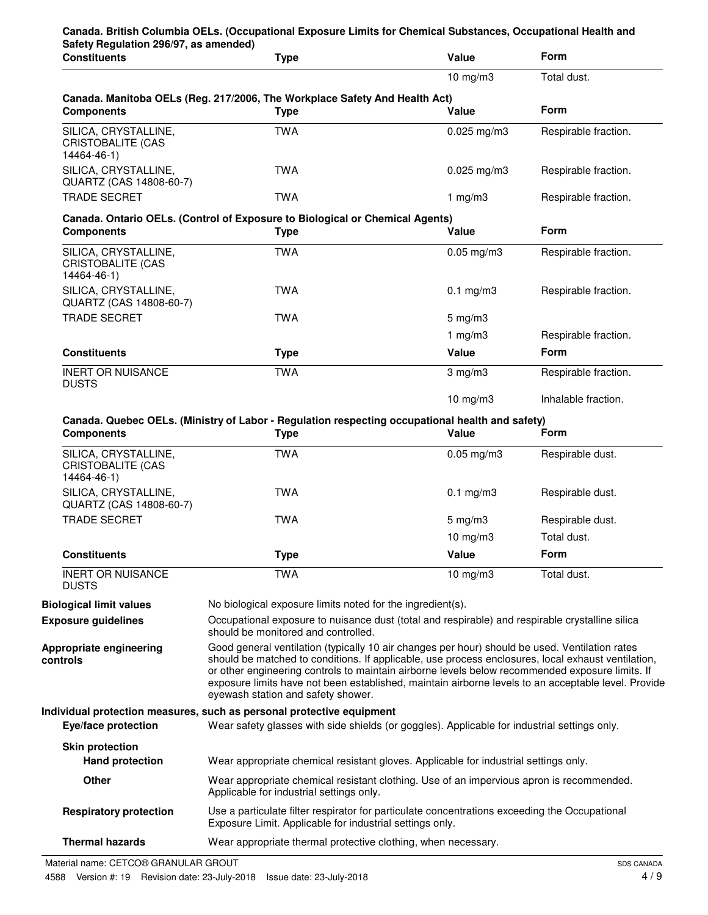**Canada. British Columbia OELs. (Occupational Exposure Limits for Chemical Substances, Occupational Health and Safety Regulation 296/97, as amended)**

| Constituents | Type | Value | Form |
|---|---|---|---|
| | | 10 mg/m3 | Total dust. |

**Canada. Manitoba OELs (Reg. 217/2006, The Workplace Safety And Health Act)**

| Components | Type | Value | Form |
|---|---|---|---|
| SILICA, CRYSTALLINE, CRISTOBALITE (CAS 14464-46-1) | TWA | 0.025 mg/m3 | Respirable fraction. |
| SILICA, CRYSTALLINE, QUARTZ (CAS 14808-60-7) | TWA | 0.025 mg/m3 | Respirable fraction. |
| TRADE SECRET | TWA | 1 mg/m3 | Respirable fraction. |

**Canada. Ontario OELs. (Control of Exposure to Biological or Chemical Agents)**

| Components | Type | Value | Form |
|---|---|---|---|
| SILICA, CRYSTALLINE, CRISTOBALITE (CAS 14464-46-1) | TWA | 0.05 mg/m3 | Respirable fraction. |
| SILICA, CRYSTALLINE, QUARTZ (CAS 14808-60-7) | TWA | 0.1 mg/m3 | Respirable fraction. |
| TRADE SECRET | TWA | 5 mg/m3 | |
| | | 1 mg/m3 | Respirable fraction. |

| Constituents | Type | Value | Form |
|---|---|---|---|
| INERT OR NUISANCE DUSTS | TWA | 3 mg/m3 | Respirable fraction. |
| | | 10 mg/m3 | Inhalable fraction. |

**Canada. Quebec OELs. (Ministry of Labor - Regulation respecting occupational health and safety)**

| Components | Type | Value | Form |
|---|---|---|---|
| SILICA, CRYSTALLINE, CRISTOBALITE (CAS 14464-46-1) | TWA | 0.05 mg/m3 | Respirable dust. |
| SILICA, CRYSTALLINE, QUARTZ (CAS 14808-60-7) | TWA | 0.1 mg/m3 | Respirable dust. |
| TRADE SECRET | TWA | 5 mg/m3 | Respirable dust. |
| | | 10 mg/m3 | Total dust. |

| Constituents | Type | Value | Form |
|---|---|---|---|
| INERT OR NUISANCE DUSTS | TWA | 10 mg/m3 | Total dust. |

**Biological limit values** No biological exposure limits noted for the ingredient(s).

**Exposure guidelines** Occupational exposure to nuisance dust (total and respirable) and respirable crystalline silica should be monitored and controlled.

**Appropriate engineering controls** Good general ventilation (typically 10 air changes per hour) should be used. Ventilation rates should be matched to conditions. If applicable, use process enclosures, local exhaust ventilation, or other engineering controls to maintain airborne levels below recommended exposure limits. If exposure limits have not been established, maintain airborne levels to an acceptable level. Provide eyewash station and safety shower.

**Individual protection measures, such as personal protective equipment**

**Eye/face protection** Wear safety glasses with side shields (or goggles). Applicable for industrial settings only.

**Skin protection**

**Hand protection** Wear appropriate chemical resistant gloves. Applicable for industrial settings only.

**Other** Wear appropriate chemical resistant clothing. Use of an impervious apron is recommended. Applicable for industrial settings only.

**Respiratory protection** Use a particulate filter respirator for particulate concentrations exceeding the Occupational Exposure Limit. Applicable for industrial settings only.

**Thermal hazards** Wear appropriate thermal protective clothing, when necessary.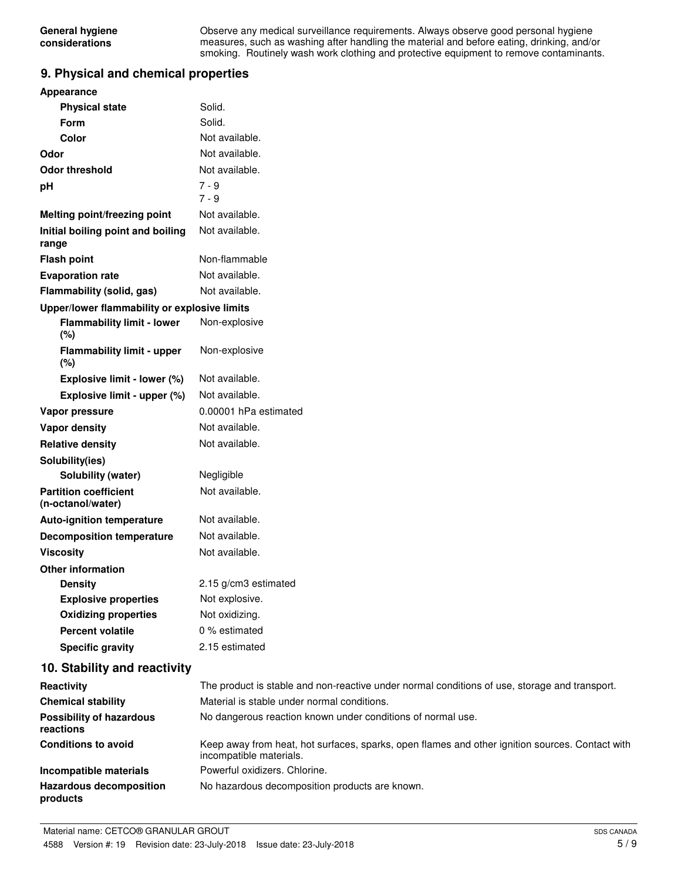| | |
|---|---|
| **General hygiene considerations** | Observe any medical surveillance requirements. Always observe good personal hygiene measures, such as washing after handling the material and before eating, drinking, and/or smoking. Routinely wash work clothing and protective equipment to remove contaminants. |

## 9. Physical and chemical properties

| | |
|---|---|
| **Appearance** | |
| **Physical state** | Solid. |
| **Form** | Solid. |
| **Color** | Not available. |
| **Odor** | Not available. |
| **Odor threshold** | Not available. |
| **pH** | 7 - 9<br>7 - 9 |
| **Melting point/freezing point** | Not available. |
| **Initial boiling point and boiling range** | Not available. |
| **Flash point** | Non-flammable |
| **Evaporation rate** | Not available. |
| **Flammability (solid, gas)** | Not available. |
| **Upper/lower flammability or explosive limits** | |
| **Flammability limit - lower (%)** | Non-explosive |
| **Flammability limit - upper (%)** | Non-explosive |
| **Explosive limit - lower (%)** | Not available. |
| **Explosive limit - upper (%)** | Not available. |
| **Vapor pressure** | 0.00001 hPa estimated |
| **Vapor density** | Not available. |
| **Relative density** | Not available. |
| **Solubility(ies)** | |
| **Solubility (water)** | Negligible |
| **Partition coefficient (n-octanol/water)** | Not available. |
| **Auto-ignition temperature** | Not available. |
| **Decomposition temperature** | Not available. |
| **Viscosity** | Not available. |
| **Other information** | |
| **Density** | 2.15 g/cm3 estimated |
| **Explosive properties** | Not explosive. |
| **Oxidizing properties** | Not oxidizing. |
| **Percent volatile** | 0 % estimated |
| **Specific gravity** | 2.15 estimated |

## 10. Stability and reactivity

| | |
|---|---|
| **Reactivity** | The product is stable and non-reactive under normal conditions of use, storage and transport. |
| **Chemical stability** | Material is stable under normal conditions. |
| **Possibility of hazardous reactions** | No dangerous reaction known under conditions of normal use. |
| **Conditions to avoid** | Keep away from heat, hot surfaces, sparks, open flames and other ignition sources. Contact with incompatible materials. |
| **Incompatible materials** | Powerful oxidizers. Chlorine. |
| **Hazardous decomposition products** | No hazardous decomposition products are known. |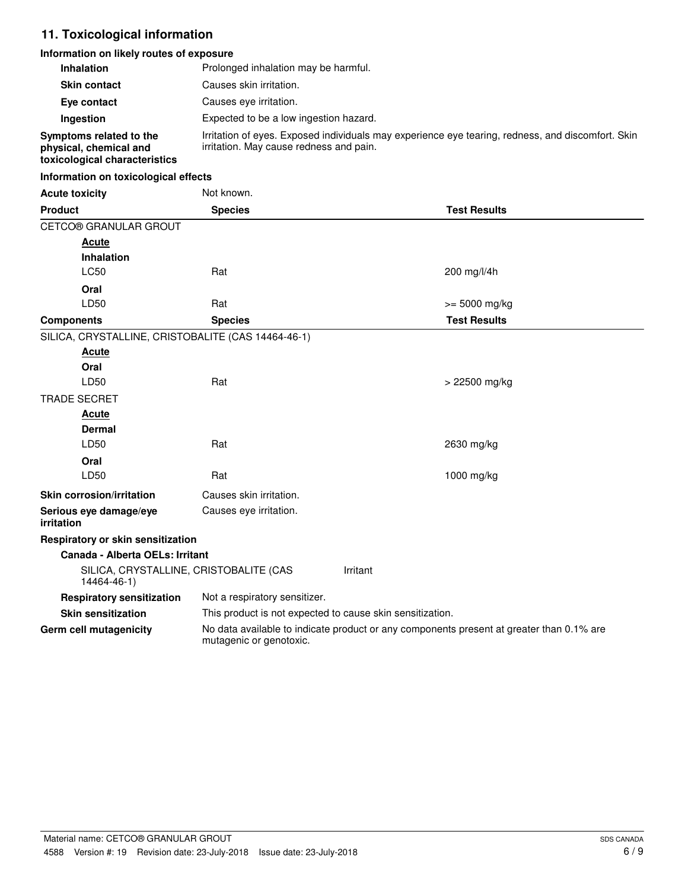## 11. Toxicological information

### Information on likely routes of exposure

| | |
|---|---|
| **Inhalation** | Prolonged inhalation may be harmful. |
| **Skin contact** | Causes skin irritation. |
| **Eye contact** | Causes eye irritation. |
| **Ingestion** | Expected to be a low ingestion hazard. |
| **Symptoms related to the physical, chemical and toxicological characteristics** | Irritation of eyes. Exposed individuals may experience eye tearing, redness, and discomfort. Skin irritation. May cause redness and pain. |

### Information on toxicological effects

**Acute toxicity** Not known.

| Product | Species | Test Results |
|---|---|---|
| CETCO® GRANULAR GROUT | | |
| ***Acute*** | | |
| **Inhalation** | | |
| LC50 | Rat | 200 mg/l/4h |
| **Oral** | | |
| LD50 | Rat | >= 5000 mg/kg |
| **Components** | **Species** | **Test Results** |
| SILICA, CRYSTALLINE, CRISTOBALITE (CAS 14464-46-1) | | |
| ***Acute*** | | |
| **Oral** | | |
| LD50 | Rat | > 22500 mg/kg |
| TRADE SECRET | | |
| ***Acute*** | | |
| **Dermal** | | |
| LD50 | Rat | 2630 mg/kg |
| **Oral** | | |
| LD50 | Rat | 1000 mg/kg |

| | |
|---|---|
| **Skin corrosion/irritation** | Causes skin irritation. |
| **Serious eye damage/eye irritation** | Causes eye irritation. |

**Respiratory or skin sensitization**

**Canada - Alberta OELs: Irritant**

SILICA, CRYSTALLINE, CRISTOBALITE (CAS 14464-46-1) Irritant

| | |
|---|---|
| **Respiratory sensitization** | Not a respiratory sensitizer. |
| **Skin sensitization** | This product is not expected to cause skin sensitization. |
| **Germ cell mutagenicity** | No data available to indicate product or any components present at greater than 0.1% are mutagenic or genotoxic. |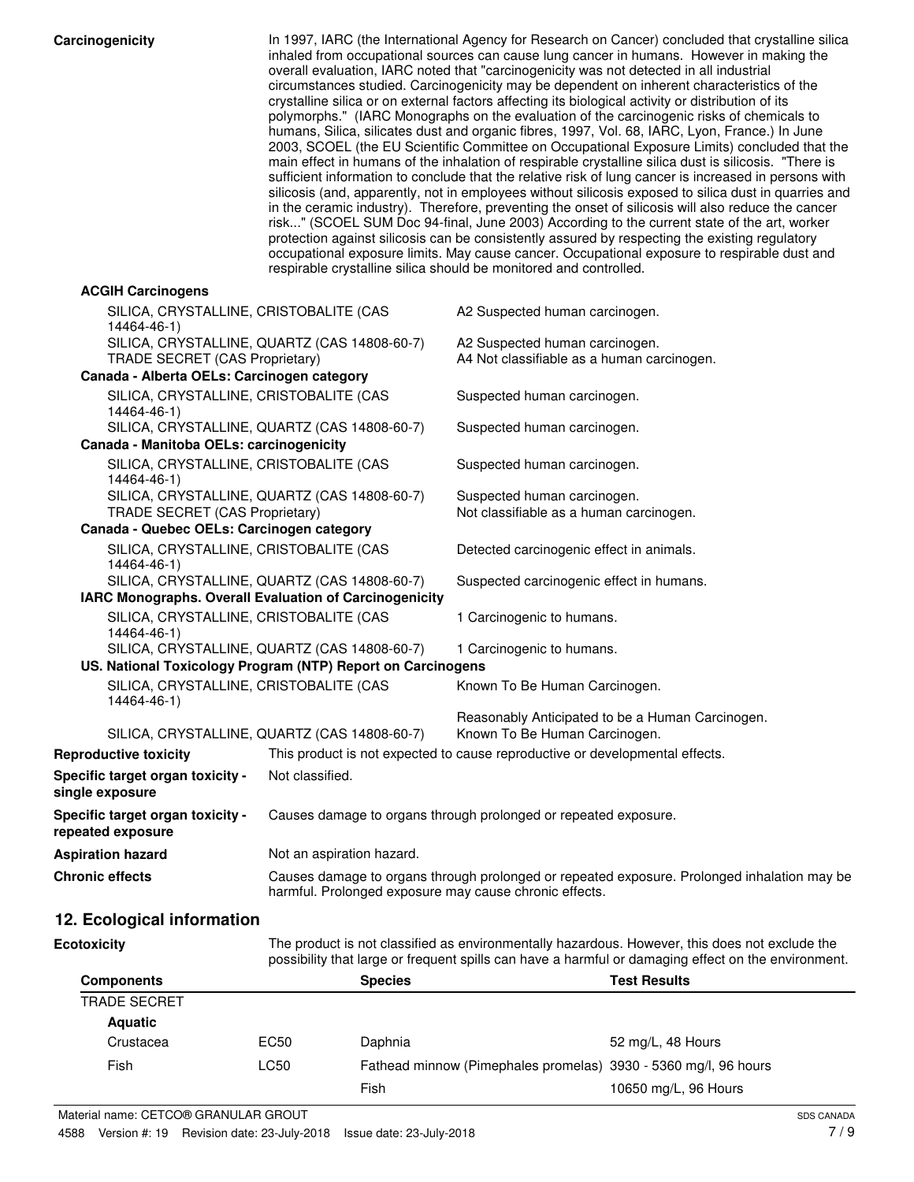**Carcinogenicity**

In 1997, IARC (the International Agency for Research on Cancer) concluded that crystalline silica inhaled from occupational sources can cause lung cancer in humans. However in making the overall evaluation, IARC noted that "carcinogenicity was not detected in all industrial circumstances studied. Carcinogenicity may be dependent on inherent characteristics of the crystalline silica or on external factors affecting its biological activity or distribution of its polymorphs." (IARC Monographs on the evaluation of the carcinogenic risks of chemicals to humans, Silica, silicates dust and organic fibres, 1997, Vol. 68, IARC, Lyon, France.) In June 2003, SCOEL (the EU Scientific Committee on Occupational Exposure Limits) concluded that the main effect in humans of the inhalation of respirable crystalline silica dust is silicosis. "There is sufficient information to conclude that the relative risk of lung cancer is increased in persons with silicosis (and, apparently, not in employees without silicosis exposed to silica dust in quarries and in the ceramic industry). Therefore, preventing the onset of silicosis will also reduce the cancer risk..." (SCOEL SUM Doc 94-final, June 2003) According to the current state of the art, worker protection against silicosis can be consistently assured by respecting the existing regulatory occupational exposure limits. May cause cancer. Occupational exposure to respirable dust and respirable crystalline silica should be monitored and controlled.

**ACGIH Carcinogens**

| | |
|---|---|
| SILICA, CRYSTALLINE, CRISTOBALITE (CAS 14464-46-1) | A2 Suspected human carcinogen. |
| SILICA, CRYSTALLINE, QUARTZ (CAS 14808-60-7) | A2 Suspected human carcinogen. |
| TRADE SECRET (CAS Proprietary) | A4 Not classifiable as a human carcinogen. |

**Canada - Alberta OELs: Carcinogen category**

| | |
|---|---|
| SILICA, CRYSTALLINE, CRISTOBALITE (CAS 14464-46-1) | Suspected human carcinogen. |
| SILICA, CRYSTALLINE, QUARTZ (CAS 14808-60-7) | Suspected human carcinogen. |

**Canada - Manitoba OELs: carcinogenicity**

| | |
|---|---|
| SILICA, CRYSTALLINE, CRISTOBALITE (CAS 14464-46-1) | Suspected human carcinogen. |
| SILICA, CRYSTALLINE, QUARTZ (CAS 14808-60-7) | Suspected human carcinogen. |
| TRADE SECRET (CAS Proprietary) | Not classifiable as a human carcinogen. |

**Canada - Quebec OELs: Carcinogen category**

| | |
|---|---|
| SILICA, CRYSTALLINE, CRISTOBALITE (CAS 14464-46-1) | Detected carcinogenic effect in animals. |
| SILICA, CRYSTALLINE, QUARTZ (CAS 14808-60-7) | Suspected carcinogenic effect in humans. |

**IARC Monographs. Overall Evaluation of Carcinogenicity**

| | |
|---|---|
| SILICA, CRYSTALLINE, CRISTOBALITE (CAS 14464-46-1) | 1 Carcinogenic to humans. |
| SILICA, CRYSTALLINE, QUARTZ (CAS 14808-60-7) | 1 Carcinogenic to humans. |

**US. National Toxicology Program (NTP) Report on Carcinogens**

| | |
|---|---|
| SILICA, CRYSTALLINE, CRISTOBALITE (CAS 14464-46-1) | Known To Be Human Carcinogen. |
| | Reasonably Anticipated to be a Human Carcinogen. |
| SILICA, CRYSTALLINE, QUARTZ (CAS 14808-60-7) | Known To Be Human Carcinogen. |

**Reproductive toxicity** This product is not expected to cause reproductive or developmental effects.

**Specific target organ toxicity - single exposure** Not classified.

**Specific target organ toxicity - repeated exposure** Causes damage to organs through prolonged or repeated exposure.

**Aspiration hazard** Not an aspiration hazard.

**Chronic effects** Causes damage to organs through prolonged or repeated exposure. Prolonged inhalation may be harmful. Prolonged exposure may cause chronic effects.

## 12. Ecological information

**Ecotoxicity** The product is not classified as environmentally hazardous. However, this does not exclude the possibility that large or frequent spills can have a harmful or damaging effect on the environment.

| Components | | Species | Test Results |
|---|---|---|---|
| TRADE SECRET | | | |
| **Aquatic** | | | |
| Crustacea | EC50 | Daphnia | 52 mg/L, 48 Hours |
| Fish | LC50 | Fathead minnow (Pimephales promelas) | 3930 - 5360 mg/l, 96 hours |
| | | Fish | 10650 mg/L, 96 Hours |

Material name: CETCO® GRANULAR GROUT

4588 Version #: 19 Revision date: 23-July-2018 Issue date: 23-July-2018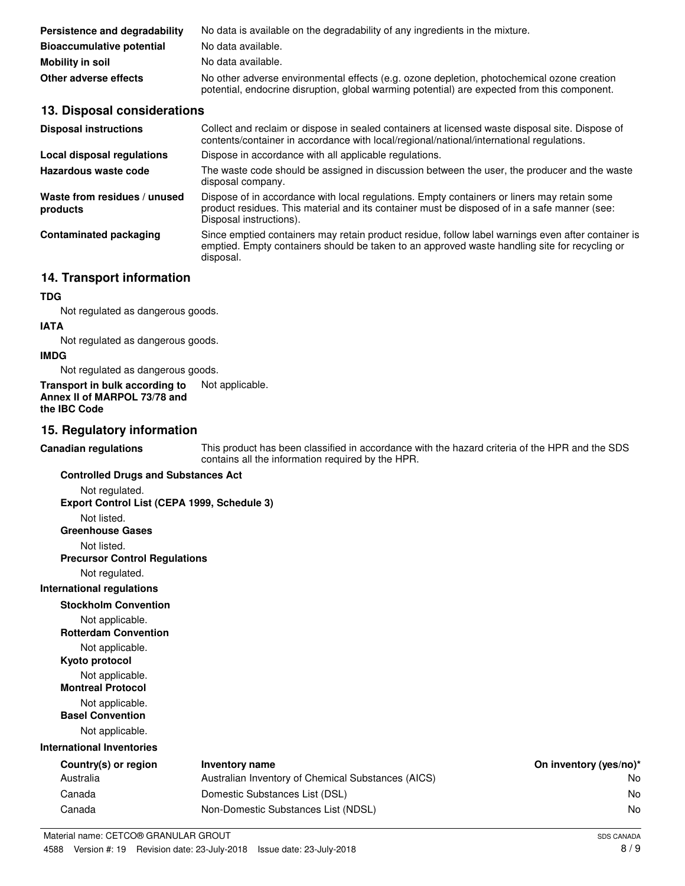| | |
|---|---|
| **Persistence and degradability** | No data is available on the degradability of any ingredients in the mixture. |
| **Bioaccumulative potential** | No data available. |
| **Mobility in soil** | No data available. |
| **Other adverse effects** | No other adverse environmental effects (e.g. ozone depletion, photochemical ozone creation potential, endocrine disruption, global warming potential) are expected from this component. |

## 13. Disposal considerations

| | |
|---|---|
| **Disposal instructions** | Collect and reclaim or dispose in sealed containers at licensed waste disposal site. Dispose of contents/container in accordance with local/regional/national/international regulations. |
| **Local disposal regulations** | Dispose in accordance with all applicable regulations. |
| **Hazardous waste code** | The waste code should be assigned in discussion between the user, the producer and the waste disposal company. |
| **Waste from residues / unused products** | Dispose of in accordance with local regulations. Empty containers or liners may retain some product residues. This material and its container must be disposed of in a safe manner (see: Disposal instructions). |
| **Contaminated packaging** | Since emptied containers may retain product residue, follow label warnings even after container is emptied. Empty containers should be taken to an approved waste handling site for recycling or disposal. |

## 14. Transport information

**TDG**

Not regulated as dangerous goods.

**IATA**

Not regulated as dangerous goods.

**IMDG**

Not regulated as dangerous goods.

**Transport in bulk according to Annex II of MARPOL 73/78 and the IBC Code** Not applicable.

## 15. Regulatory information

**Canadian regulations** This product has been classified in accordance with the hazard criteria of the HPR and the SDS contains all the information required by the HPR.

**Controlled Drugs and Substances Act**

Not regulated.

**Export Control List (CEPA 1999, Schedule 3)**

Not listed.

**Greenhouse Gases**

Not listed.

**Precursor Control Regulations**

Not regulated.

**International regulations**

**Stockholm Convention**

Not applicable.

**Rotterdam Convention**

Not applicable.

**Kyoto protocol**

Not applicable.

**Montreal Protocol**

Not applicable.

**Basel Convention**

Not applicable.

**International Inventories**

| Country(s) or region | Inventory name | On inventory (yes/no)* |
|---|---|---|
| Australia | Australian Inventory of Chemical Substances (AICS) | No |
| Canada | Domestic Substances List (DSL) | No |
| Canada | Non-Domestic Substances List (NDSL) | No |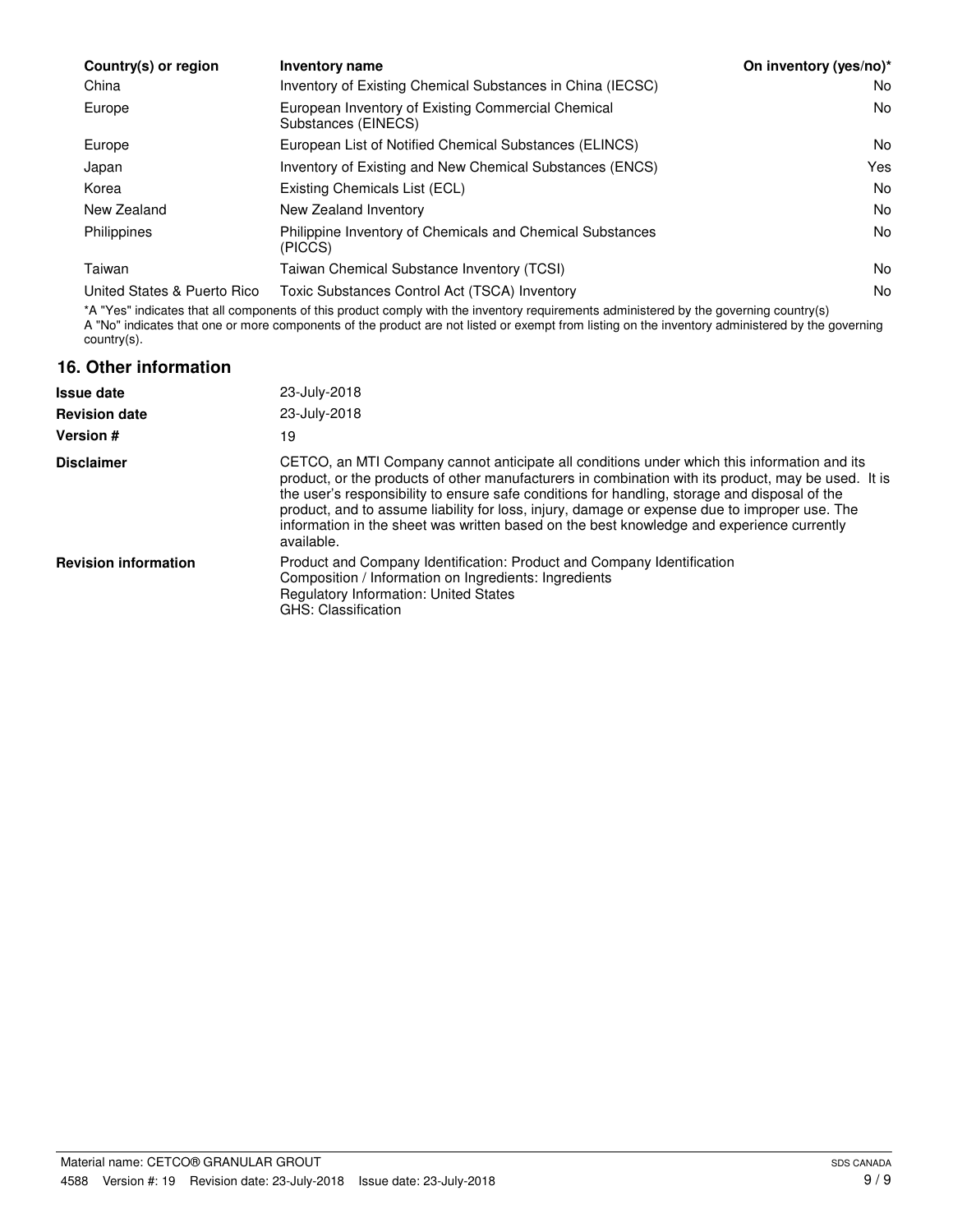| Country(s) or region | Inventory name | On inventory (yes/no)* |
|---|---|---|
| China | Inventory of Existing Chemical Substances in China (IECSC) | No |
| Europe | European Inventory of Existing Commercial Chemical Substances (EINECS) | No |
| Europe | European List of Notified Chemical Substances (ELINCS) | No |
| Japan | Inventory of Existing and New Chemical Substances (ENCS) | Yes |
| Korea | Existing Chemicals List (ECL) | No |
| New Zealand | New Zealand Inventory | No |
| Philippines | Philippine Inventory of Chemicals and Chemical Substances (PICCS) | No |
| Taiwan | Taiwan Chemical Substance Inventory (TCSI) | No |
| United States & Puerto Rico | Toxic Substances Control Act (TSCA) Inventory | No |

*A "Yes" indicates that all components of this product comply with the inventory requirements administered by the governing country(s)
A "No" indicates that one or more components of the product are not listed or exempt from listing on the inventory administered by the governing country(s).

## 16. Other information

**Issue date** 23-July-2018

**Revision date** 23-July-2018

**Version #** 19

**Disclaimer** CETCO, an MTI Company cannot anticipate all conditions under which this information and its product, or the products of other manufacturers in combination with its product, may be used. It is the user's responsibility to ensure safe conditions for handling, storage and disposal of the product, and to assume liability for loss, injury, damage or expense due to improper use. The information in the sheet was written based on the best knowledge and experience currently available.

**Revision information** Product and Company Identification: Product and Company Identification
Composition / Information on Ingredients: Ingredients
Regulatory Information: United States
GHS: Classification